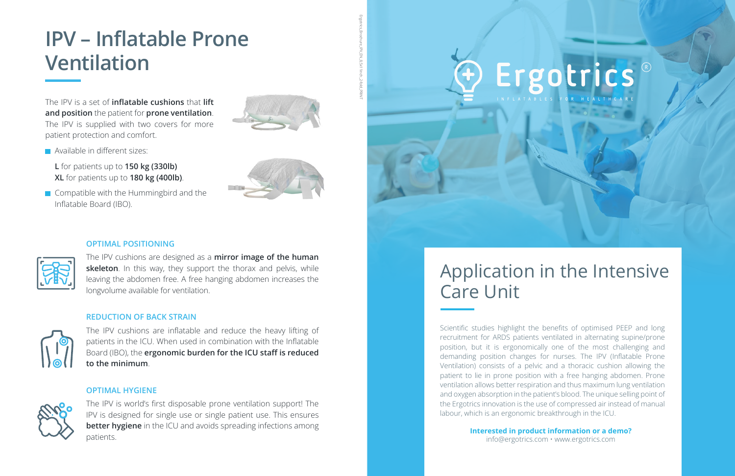# IPV – Inflatable Prone Ventilation

The IPV is a set of **inflatable cushions** that **lift and position** the patient for **prone ventilation**. The IPV is supplied with two covers for more patient protection and comfort.

- Available in different sizes:

  **L** for patients up to **150 kg (330lb)**
  **XL** for patients up to **180 kg (400lb)**.

- Compatible with the Hummingbird and the Inflatable Board (IBO).

### OPTIMAL POSITIONING

The IPV cushions are designed as a **mirror image of the human skeleton**. In this way, they support the thorax and pelvis, while leaving the abdomen free. A free hanging abdomen increases the longvolume available for ventilation.

### REDUCTION OF BACK STRAIN

The IPV cushions are inflatable and reduce the heavy lifting of patients in the ICU. When used in combination with the Inflatable Board (IBO), the **ergonomic burden for the ICU staff is reduced to the minimum**.

### OPTIMAL HYGIENE

The IPV is world's first disposable prone ventilation support! The IPV is designed for single use or single patient use. This ensures **better hygiene** in the ICU and avoids spreading infections among patients.

Ergotrics®

INFLATABLES FOR HEALTHCARE

## Application in the Intensive Care Unit

Scientific studies highlight the benefits of optimised PEEP and long recruitment for ARDS patients ventilated in alternating supine/prone position, but it is ergonomically one of the most challenging and demanding position changes for nurses. The IPV (Inflatable Prone Ventilation) consists of a pelvic and a thoracic cushion allowing the patient to lie in prone position with a free hanging abdomen. Prone ventilation allows better respiration and thus maximum lung ventilation and oxygen absorption in the patient's blood. The unique selling point of the Ergotrics innovation is the use of compressed air instead of manual labour, which is an ergonomic breakthrough in the ICU.

**Interested in product information or a demo?**
info@ergotrics.com • www.ergotrics.com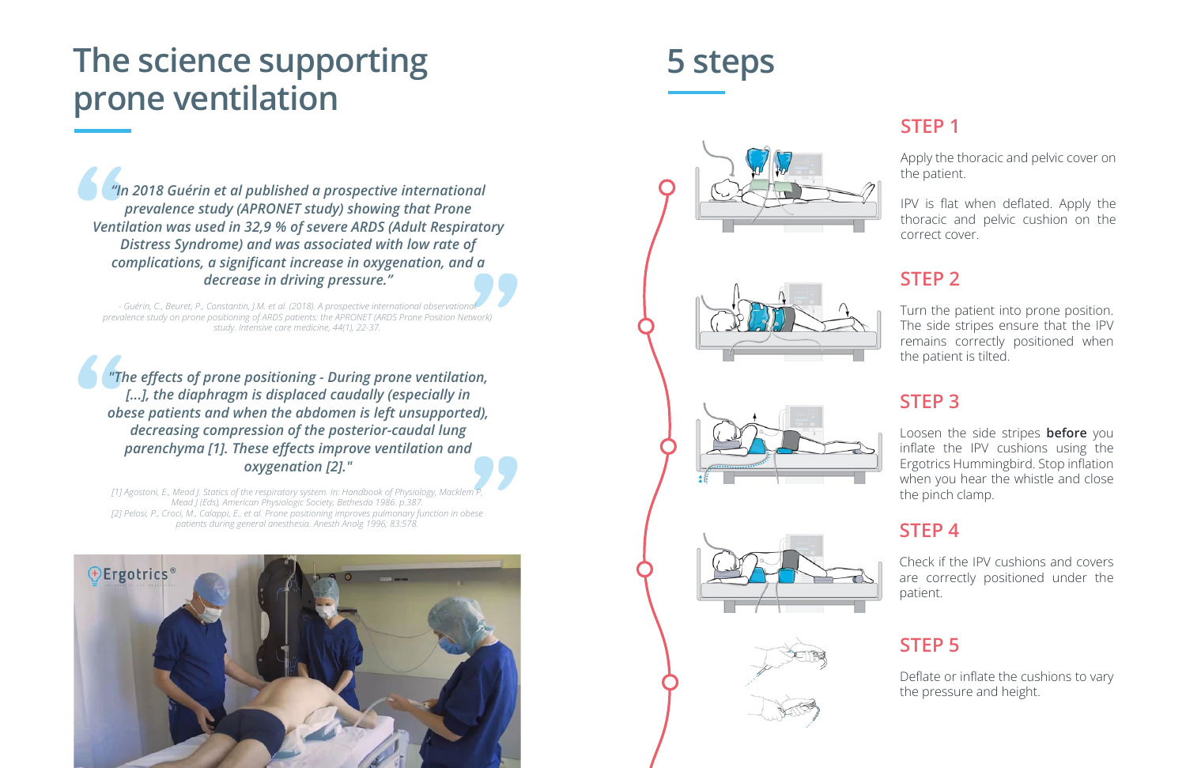# The science supporting prone ventilation

> *"In 2018 Guérin et al published a prospective international prevalence study (APRONET study) showing that Prone Ventilation was used in 32,9 % of severe ARDS (Adult Respiratory Distress Syndrome) and was associated with low rate of complications, a significant increase in oxygenation, and a decrease in driving pressure."*

*- Guérin, C., Beuret, P., Constantin, J.M. et al. (2018). A prospective international observational prevalence study on prone positioning of ARDS patients: the APRONET (ARDS Prone Position Network) study. Intensive care medicine, 44(1), 22-37.*

> *"The effects of prone positioning - During prone ventilation, [...], the diaphragm is displaced caudally (especially in obese patients and when the abdomen is left unsupported), decreasing compression of the posterior-caudal lung parenchyma [1]. These effects improve ventilation and oxygenation [2]."*

*[1] Agostoni, E., Mead J. Statics of the respiratory system. In: Handbook of Physiology, Macklem P, Mead J (Eds), American Physiologic Society, Bethesda 1986. p.387.*
*[2] Pelosi, P., Croci, M., Calappi, E., et al. Prone positioning improves pulmonary function in obese patients during general anesthesia. Anesth Analg 1996; 83:578.*

# 5 steps

## STEP 1

Apply the thoracic and pelvic cover on the patient.

IPV is flat when deflated. Apply the thoracic and pelvic cushion on the correct cover.

## STEP 2

Turn the patient into prone position. The side stripes ensure that the IPV remains correctly positioned when the patient is tilted.

## STEP 3

Loosen the side stripes **before** you inflate the IPV cushions using the Ergotrics Hummingbird. Stop inflation when you hear the whistle and close the pinch clamp.

## STEP 4

Check if the IPV cushions and covers are correctly positioned under the patient.

## STEP 5

Deflate or inflate the cushions to vary the pressure and height.